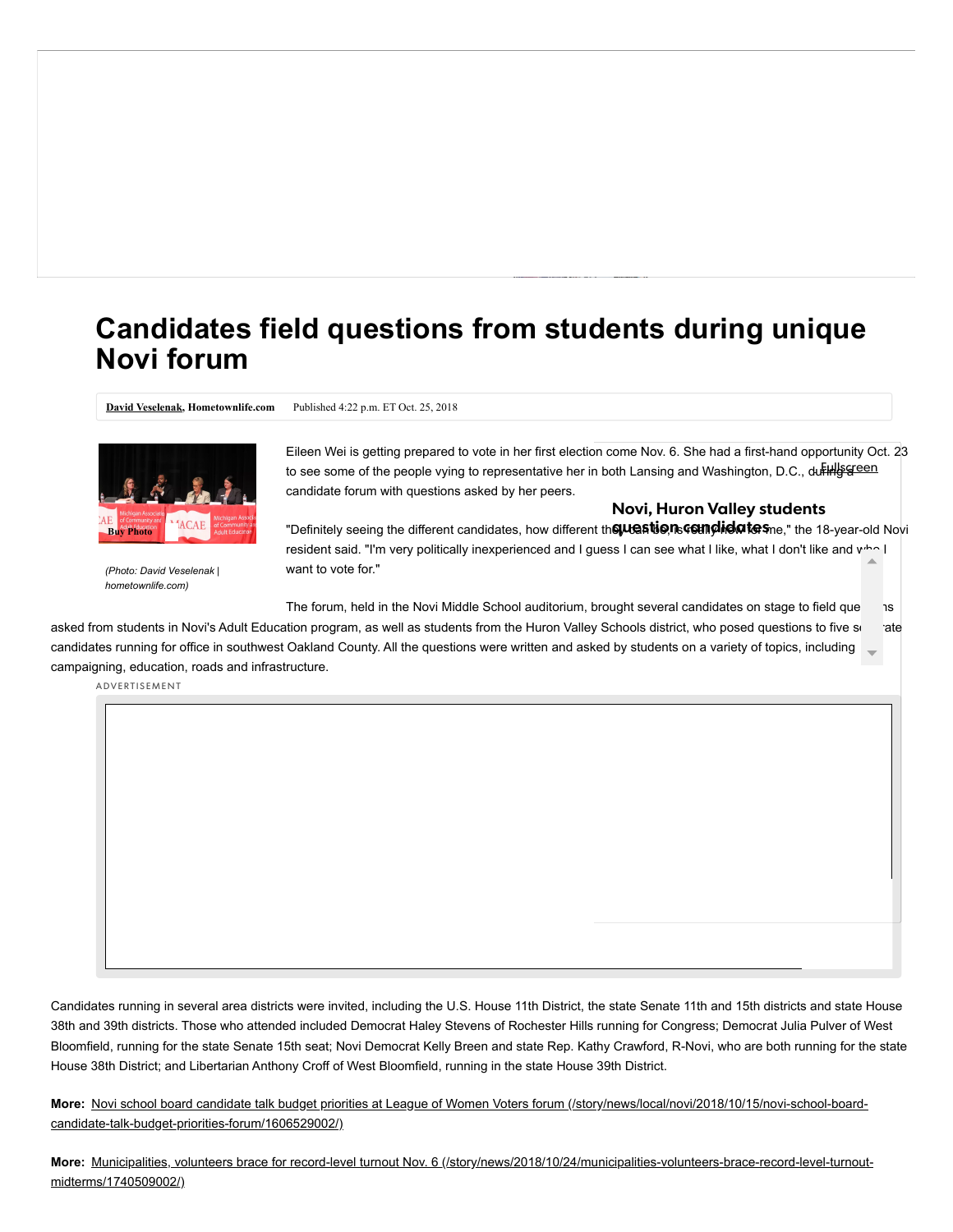# Candidates field questions from students during unique Novi forum

David Veselenak, Hometownlife.com Published 4:22 p.m. ET Oct. 25, 2018

(Photo: David Veselenak | hometownlife.com)

Eileen Wei is getting prepared to vote in her first election come Nov. 6. She had a first-hand opportunity Oct. 23 to see some of the people vying to representative her in both Lansing and Washington, D.C., during a candidate forum with questions asked by her peers.

"Definitely seeing the different candidates, how different they can be, is really new for me," the 18-year-old Novi resident said. "I'm very politically inexperienced and I guess I can see what I like, what I don't like and who I want to vote for."

The forum, held in the Novi Middle School auditorium, brought several candidates on stage to field questions asked from students in Novi's Adult Education program, as well as students from the Huron Valley Schools district, who posed questions to five separate candidates running for office in southwest Oakland County. All the questions were written and asked by students on a variety of topics, including campaigning, education, roads and infrastructure.

Candidates running in several area districts were invited, including the U.S. House 11th District, the state Senate 11th and 15th districts and state House 38th and 39th districts. Those who attended included Democrat Haley Stevens of Rochester Hills running for Congress; Democrat Julia Pulver of West Bloomfield, running for the state Senate 15th seat; Novi Democrat Kelly Breen and state Rep. Kathy Crawford, R-Novi, who are both running for the state House 38th District; and Libertarian Anthony Croff of West Bloomfield, running in the state House 39th District.

**More:** Novi school board candidate talk budget priorities at League of Women Voters forum (/story/news/local/novi/2018/10/15/novi-school-board-candidate-talk-budget-priorities-forum/1606529002/)

**More:** Municipalities, volunteers brace for record-level turnout Nov. 6 (/story/news/2018/10/24/municipalities-volunteers-brace-record-level-turnout-midterms/1740509002/)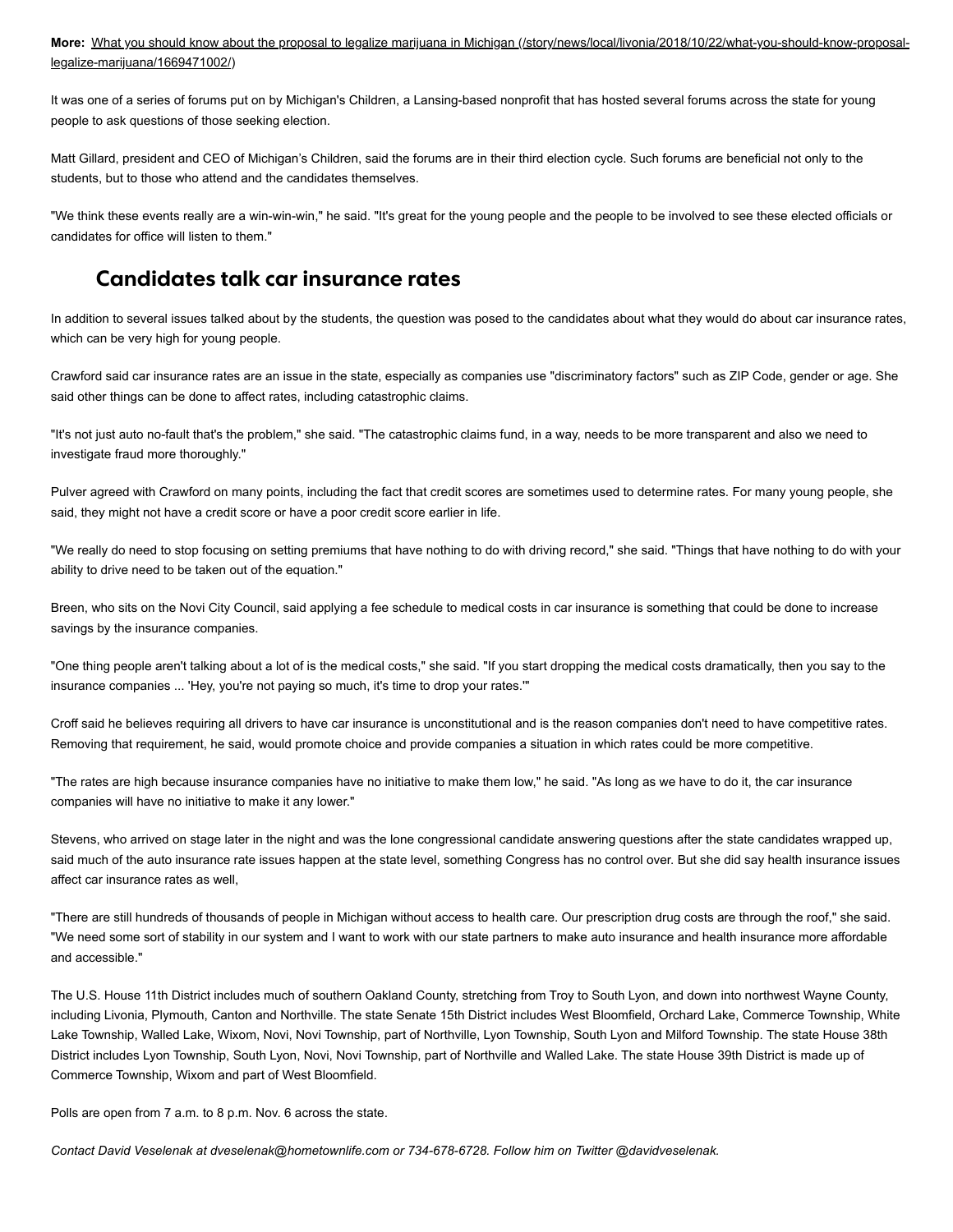**More:** [What you should know about the proposal to legalize marijuana in Michigan (/story/news/local/livonia/2018/10/22/what-you-should-know-proposal-legalize-marijuana/1669471002/)](/story/news/local/livonia/2018/10/22/what-you-should-know-proposal-legalize-marijuana/1669471002/)

It was one of a series of forums put on by Michigan's Children, a Lansing-based nonprofit that has hosted several forums across the state for young people to ask questions of those seeking election.

Matt Gillard, president and CEO of Michigan's Children, said the forums are in their third election cycle. Such forums are beneficial not only to the students, but to those who attend and the candidates themselves.

"We think these events really are a win-win-win," he said. "It's great for the young people and the people to be involved to see these elected officials or candidates for office will listen to them."

## Candidates talk car insurance rates

In addition to several issues talked about by the students, the question was posed to the candidates about what they would do about car insurance rates, which can be very high for young people.

Crawford said car insurance rates are an issue in the state, especially as companies use "discriminatory factors" such as ZIP Code, gender or age. She said other things can be done to affect rates, including catastrophic claims.

"It's not just auto no-fault that's the problem," she said. "The catastrophic claims fund, in a way, needs to be more transparent and also we need to investigate fraud more thoroughly."

Pulver agreed with Crawford on many points, including the fact that credit scores are sometimes used to determine rates. For many young people, she said, they might not have a credit score or have a poor credit score earlier in life.

"We really do need to stop focusing on setting premiums that have nothing to do with driving record," she said. "Things that have nothing to do with your ability to drive need to be taken out of the equation."

Breen, who sits on the Novi City Council, said applying a fee schedule to medical costs in car insurance is something that could be done to increase savings by the insurance companies.

"One thing people aren't talking about a lot of is the medical costs," she said. "If you start dropping the medical costs dramatically, then you say to the insurance companies ... 'Hey, you're not paying so much, it's time to drop your rates.'"

Croff said he believes requiring all drivers to have car insurance is unconstitutional and is the reason companies don't need to have competitive rates. Removing that requirement, he said, would promote choice and provide companies a situation in which rates could be more competitive.

"The rates are high because insurance companies have no initiative to make them low," he said. "As long as we have to do it, the car insurance companies will have no initiative to make it any lower."

Stevens, who arrived on stage later in the night and was the lone congressional candidate answering questions after the state candidates wrapped up, said much of the auto insurance rate issues happen at the state level, something Congress has no control over. But she did say health insurance issues affect car insurance rates as well,

"There are still hundreds of thousands of people in Michigan without access to health care. Our prescription drug costs are through the roof," she said. "We need some sort of stability in our system and I want to work with our state partners to make auto insurance and health insurance more affordable and accessible."

The U.S. House 11th District includes much of southern Oakland County, stretching from Troy to South Lyon, and down into northwest Wayne County, including Livonia, Plymouth, Canton and Northville. The state Senate 15th District includes West Bloomfield, Orchard Lake, Commerce Township, White Lake Township, Walled Lake, Wixom, Novi, Novi Township, part of Northville, Lyon Township, South Lyon and Milford Township. The state House 38th District includes Lyon Township, South Lyon, Novi, Novi Township, part of Northville and Walled Lake. The state House 39th District is made up of Commerce Township, Wixom and part of West Bloomfield.

Polls are open from 7 a.m. to 8 p.m. Nov. 6 across the state.

*Contact David Veselenak at dveselenak@hometownlife.com or 734-678-6728. Follow him on Twitter @davidveselenak.*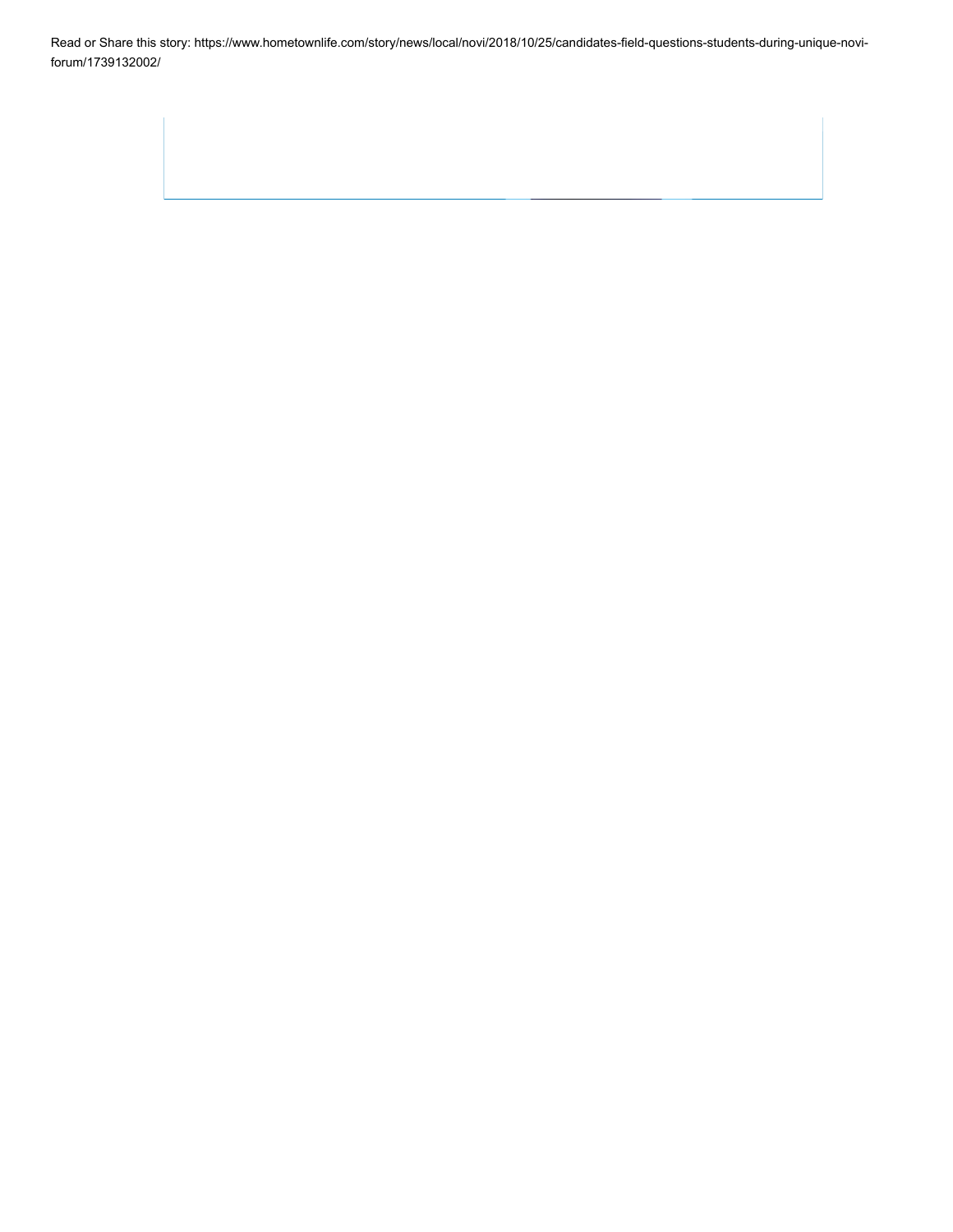Read or Share this story: https://www.hometownlife.com/story/news/local/novi/2018/10/25/candidates-field-questions-students-during-unique-novi-forum/1739132002/